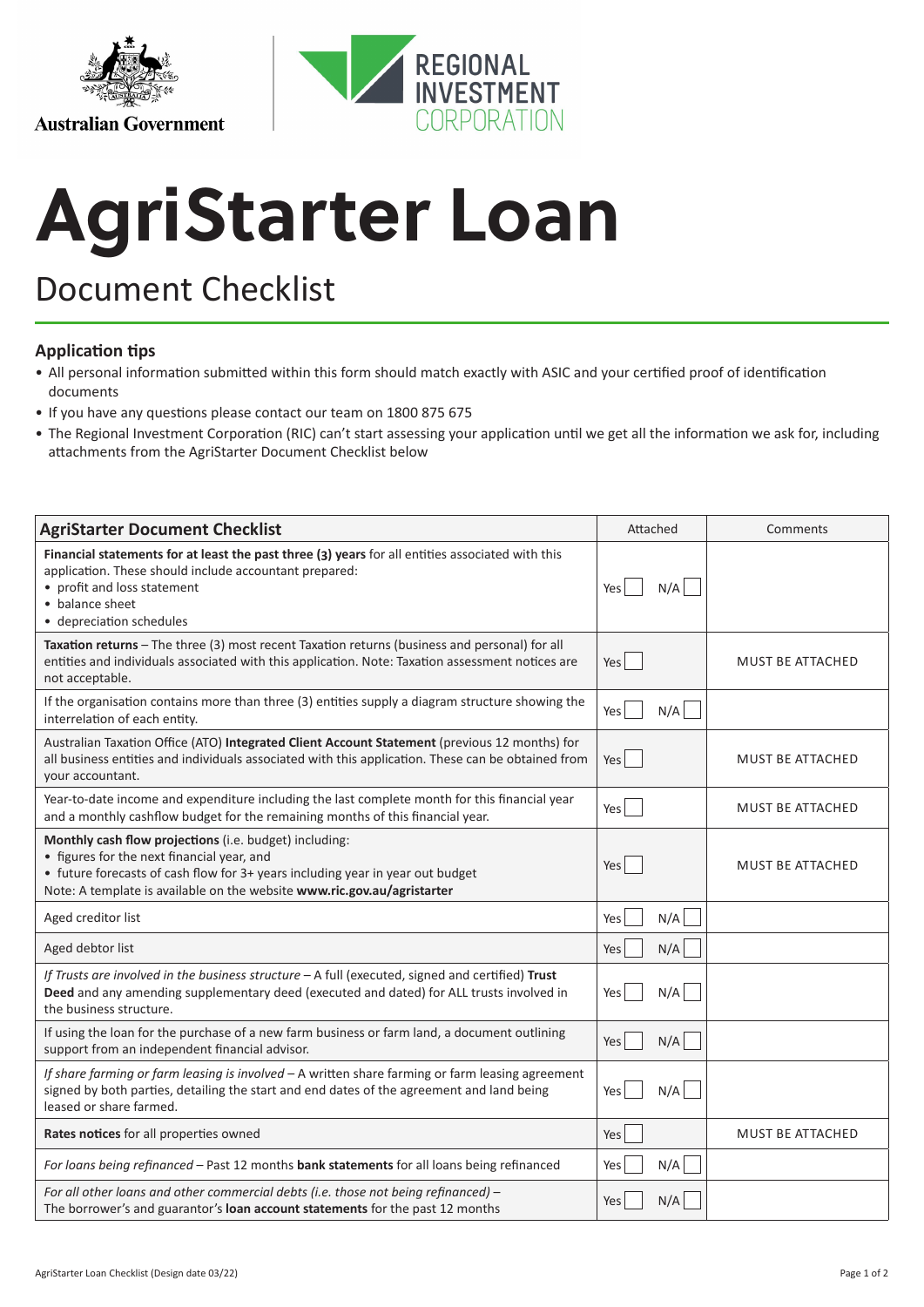Australian Government

REGIONAL INVESTMENT CORPORATION

# AgriStarter Loan

## Document Checklist

### Application tips

- All personal information submitted within this form should match exactly with ASIC and your certified proof of identification documents
- If you have any questions please contact our team on 1800 875 675
- The Regional Investment Corporation (RIC) can't start assessing your application until we get all the information we ask for, including attachments from the AgriStarter Document Checklist below

| AgriStarter Document Checklist | Attached | Comments |
|---|---|---|
| **Financial statements for at least the past three (3) years** for all entities associated with this application. These should include accountant prepared:<br>• profit and loss statement<br>• balance sheet<br>• depreciation schedules | Yes ☐ N/A ☐ | |
| **Taxation returns** – The three (3) most recent Taxation returns (business and personal) for all entities and individuals associated with this application. Note: Taxation assessment notices are not acceptable. | Yes ☐ | MUST BE ATTACHED |
| If the organisation contains more than three (3) entities supply a diagram structure showing the interrelation of each entity. | Yes ☐ N/A ☐ | |
| Australian Taxation Office (ATO) **Integrated Client Account Statement** (previous 12 months) for all business entities and individuals associated with this application. These can be obtained from your accountant. | Yes ☐ | MUST BE ATTACHED |
| Year-to-date income and expenditure including the last complete month for this financial year and a monthly cashflow budget for the remaining months of this financial year. | Yes ☐ | MUST BE ATTACHED |
| **Monthly cash flow projections** (i.e. budget) including:<br>• figures for the next financial year, and<br>• future forecasts of cash flow for 3+ years including year in year out budget<br>Note: A template is available on the website **www.ric.gov.au/agristarter** | Yes ☐ | MUST BE ATTACHED |
| Aged creditor list | Yes ☐ N/A ☐ | |
| Aged debtor list | Yes ☐ N/A ☐ | |
| *If Trusts are involved in the business structure* – A full (executed, signed and certified) **Trust Deed** and any amending supplementary deed (executed and dated) for ALL trusts involved in the business structure. | Yes ☐ N/A ☐ | |
| If using the loan for the purchase of a new farm business or farm land, a document outlining support from an independent financial advisor. | Yes ☐ N/A ☐ | |
| *If share farming or farm leasing is involved* – A written share farming or farm leasing agreement signed by both parties, detailing the start and end dates of the agreement and land being leased or share farmed. | Yes ☐ N/A ☐ | |
| **Rates notices** for all properties owned | Yes ☐ | MUST BE ATTACHED |
| *For loans being refinanced* – Past 12 months **bank statements** for all loans being refinanced | Yes ☐ N/A ☐ | |
| *For all other loans and other commercial debts (i.e. those not being refinanced)* – The borrower's and guarantor's **loan account statements** for the past 12 months | Yes ☐ N/A ☐ | |

AgriStarter Loan Checklist (Design date 03/22)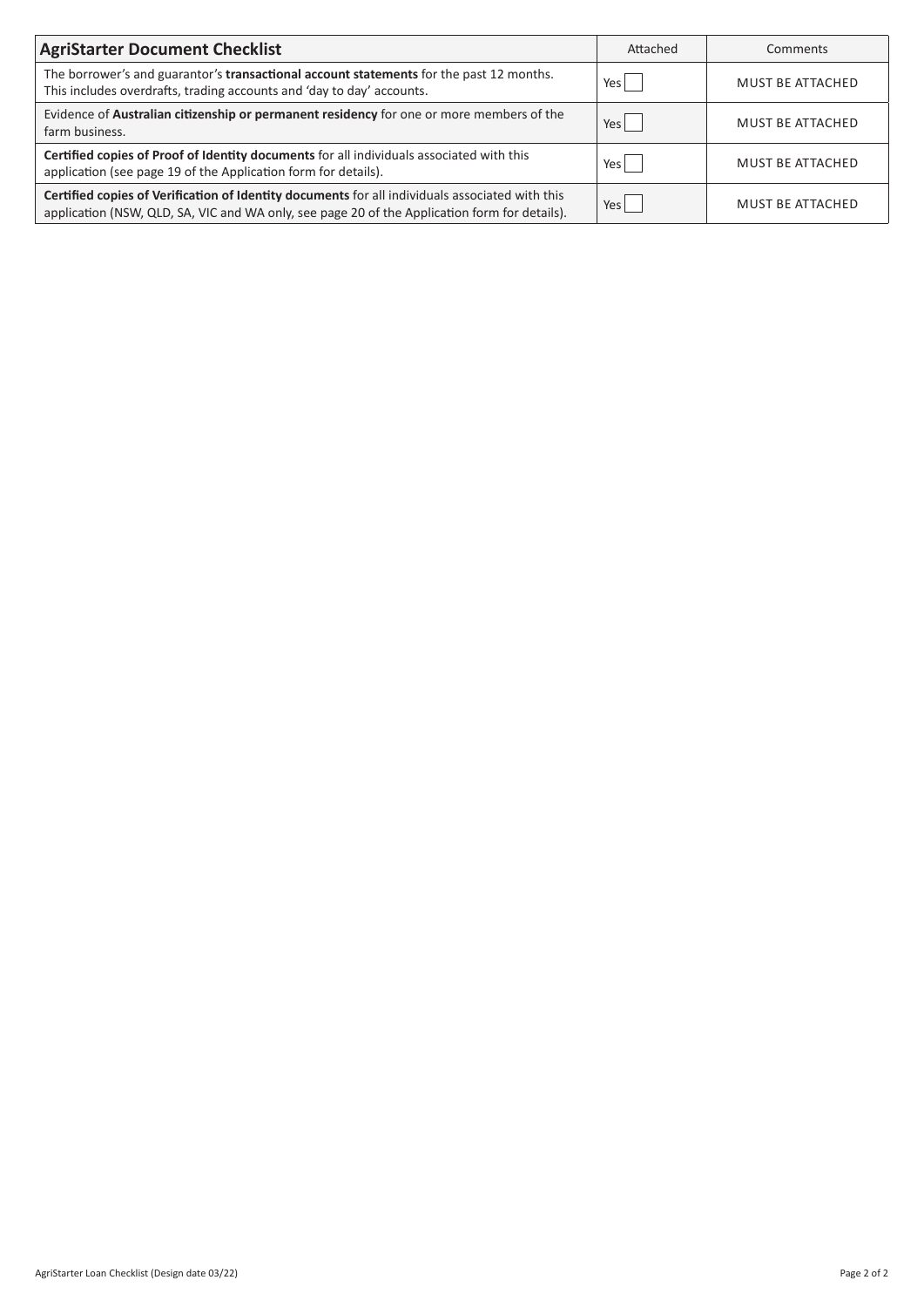| AgriStarter Document Checklist | Attached | Comments |
|---|---|---|
| The borrower's and guarantor's **transactional account statements** for the past 12 months. This includes overdrafts, trading accounts and 'day to day' accounts. | Yes ☐ | MUST BE ATTACHED |
| Evidence of **Australian citizenship or permanent residency** for one or more members of the farm business. | Yes ☐ | MUST BE ATTACHED |
| **Certified copies of Proof of Identity documents** for all individuals associated with this application (see page 19 of the Application form for details). | Yes ☐ | MUST BE ATTACHED |
| **Certified copies of Verification of Identity documents** for all individuals associated with this application (NSW, QLD, SA, VIC and WA only, see page 20 of the Application form for details). | Yes ☐ | MUST BE ATTACHED |